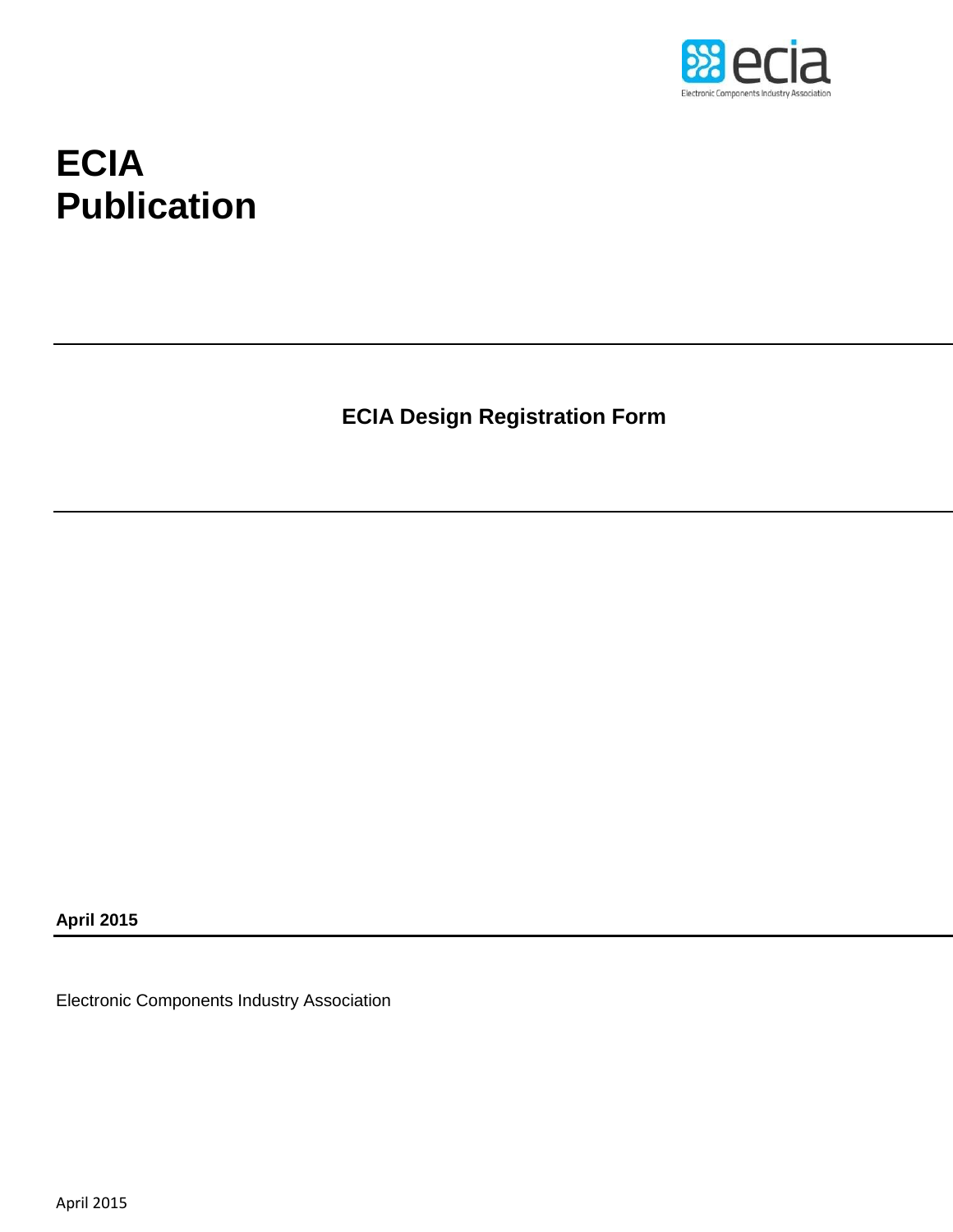# ECIA Publication

---

## ECIA Design Registration Form

---

**April 2015**

---

Electronic Components Industry Association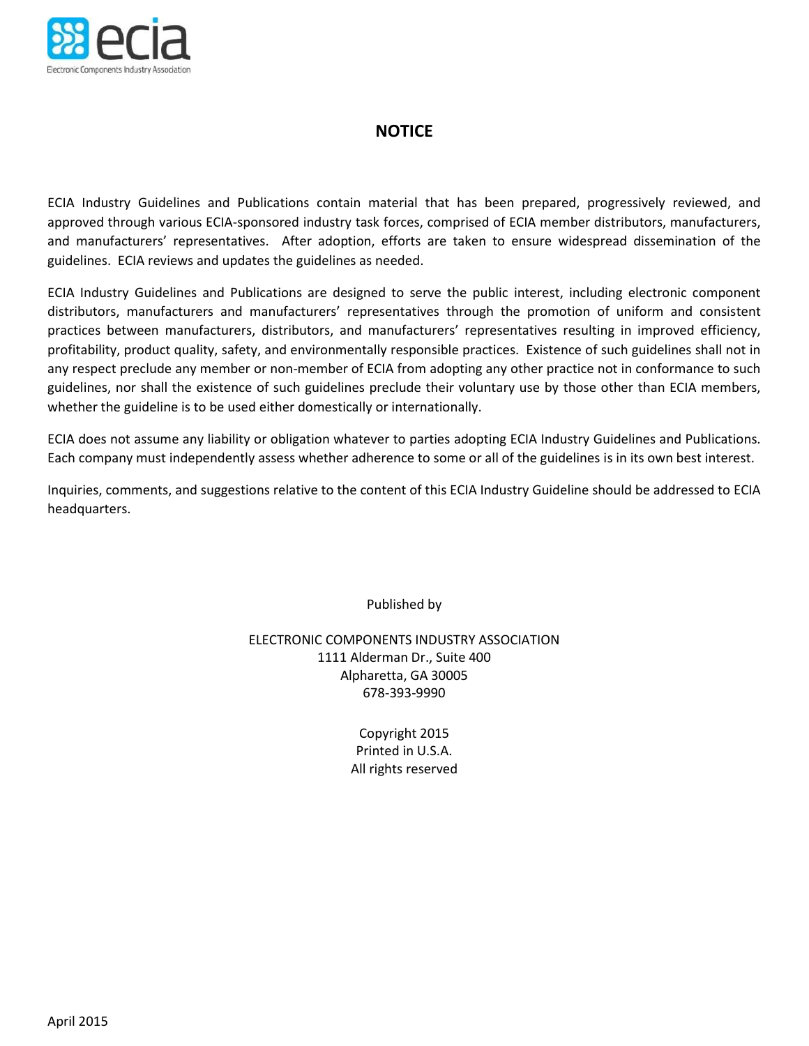## NOTICE

ECIA Industry Guidelines and Publications contain material that has been prepared, progressively reviewed, and approved through various ECIA-sponsored industry task forces, comprised of ECIA member distributors, manufacturers, and manufacturers' representatives. After adoption, efforts are taken to ensure widespread dissemination of the guidelines. ECIA reviews and updates the guidelines as needed.

ECIA Industry Guidelines and Publications are designed to serve the public interest, including electronic component distributors, manufacturers and manufacturers' representatives through the promotion of uniform and consistent practices between manufacturers, distributors, and manufacturers' representatives resulting in improved efficiency, profitability, product quality, safety, and environmentally responsible practices. Existence of such guidelines shall not in any respect preclude any member or non-member of ECIA from adopting any other practice not in conformance to such guidelines, nor shall the existence of such guidelines preclude their voluntary use by those other than ECIA members, whether the guideline is to be used either domestically or internationally.

ECIA does not assume any liability or obligation whatever to parties adopting ECIA Industry Guidelines and Publications. Each company must independently assess whether adherence to some or all of the guidelines is in its own best interest.

Inquiries, comments, and suggestions relative to the content of this ECIA Industry Guideline should be addressed to ECIA headquarters.

Published by

ELECTRONIC COMPONENTS INDUSTRY ASSOCIATION
1111 Alderman Dr., Suite 400
Alpharetta, GA 30005
678-393-9990

Copyright 2015
Printed in U.S.A.
All rights reserved

April 2015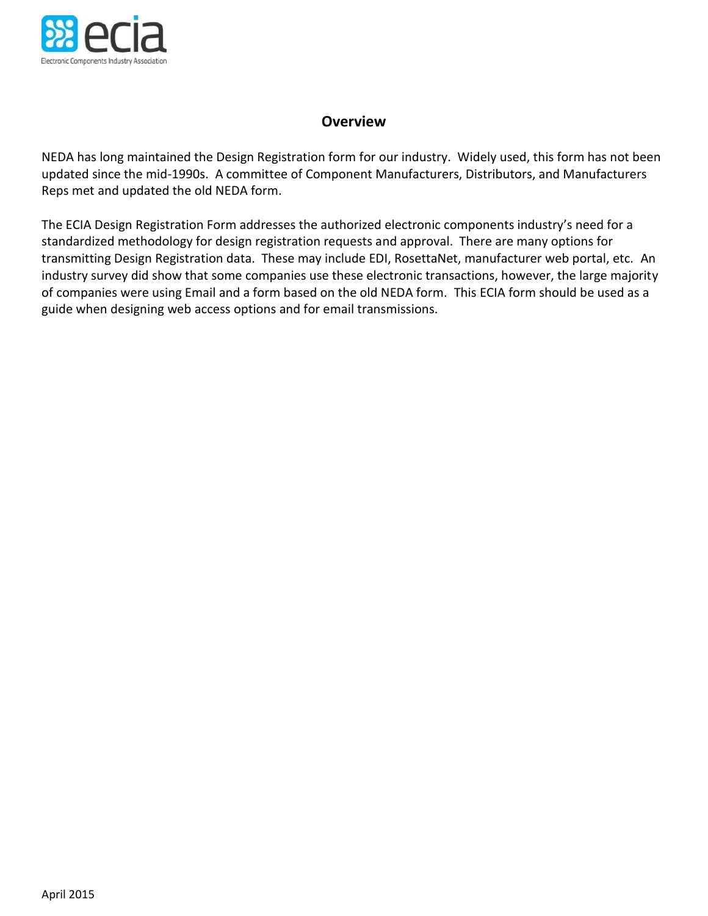## Overview

NEDA has long maintained the Design Registration form for our industry. Widely used, this form has not been updated since the mid-1990s. A committee of Component Manufacturers, Distributors, and Manufacturers Reps met and updated the old NEDA form.

The ECIA Design Registration Form addresses the authorized electronic components industry's need for a standardized methodology for design registration requests and approval. There are many options for transmitting Design Registration data. These may include EDI, RosettaNet, manufacturer web portal, etc. An industry survey did show that some companies use these electronic transactions, however, the large majority of companies were using Email and a form based on the old NEDA form. This ECIA form should be used as a guide when designing web access options and for email transmissions.

April 2015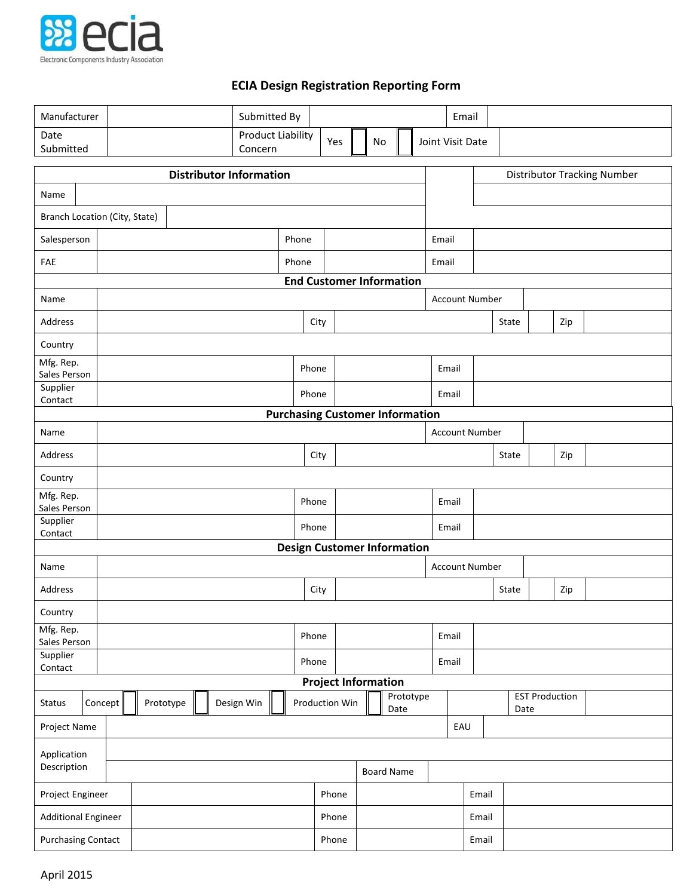ecia
Electronic Components Industry Association

# ECIA Design Registration Reporting Form

| Manufacturer | | Submitted By | | | | Email | |
|---|---|---|---|---|---|---|---|
| Date Submitted | | Product Liability Concern | Yes ☐ | No ☐ | | Joint Visit Date | |

| Distributor Information | | | | | Distributor Tracking Number |
|---|---|---|---|---|---|
| Name | | | | | |
| Branch Location (City, State) | | | | | |
| Salesperson | | Phone | | Email | |
| FAE | | Phone | | Email | |

## End Customer Information

| Name | | | | Account Number | | | |
|---|---|---|---|---|---|---|---|
| Address | | City | | State | | Zip | |
| Country | | | | | | | |
| Mfg. Rep. Sales Person | | Phone | | Email | | | |
| Supplier Contact | | Phone | | Email | | | |

## Purchasing Customer Information

| Name | | | | Account Number | | | |
|---|---|---|---|---|---|---|---|
| Address | | City | | State | | Zip | |
| Country | | | | | | | |
| Mfg. Rep. Sales Person | | Phone | | Email | | | |
| Supplier Contact | | Phone | | Email | | | |

## Design Customer Information

| Name | | | | Account Number | | | |
|---|---|---|---|---|---|---|---|
| Address | | City | | State | | Zip | |
| Country | | | | | | | |
| Mfg. Rep. Sales Person | | Phone | | Email | | | |
| Supplier Contact | | Phone | | Email | | | |

## Project Information

| Status | Concept ☐ | Prototype ☐ | Design Win ☐ | Production Win ☐ | Prototype Date | | EST Production Date | |
|---|---|---|---|---|---|---|---|---|
| Project Name | | | | | | EAU | | |
| Application Description | | | | | | | | |
| | | | | Board Name | | | | |
| Project Engineer | | Phone | | Email | | | | |
| Additional Engineer | | Phone | | Email | | | | |
| Purchasing Contact | | Phone | | Email | | | | |

April 2015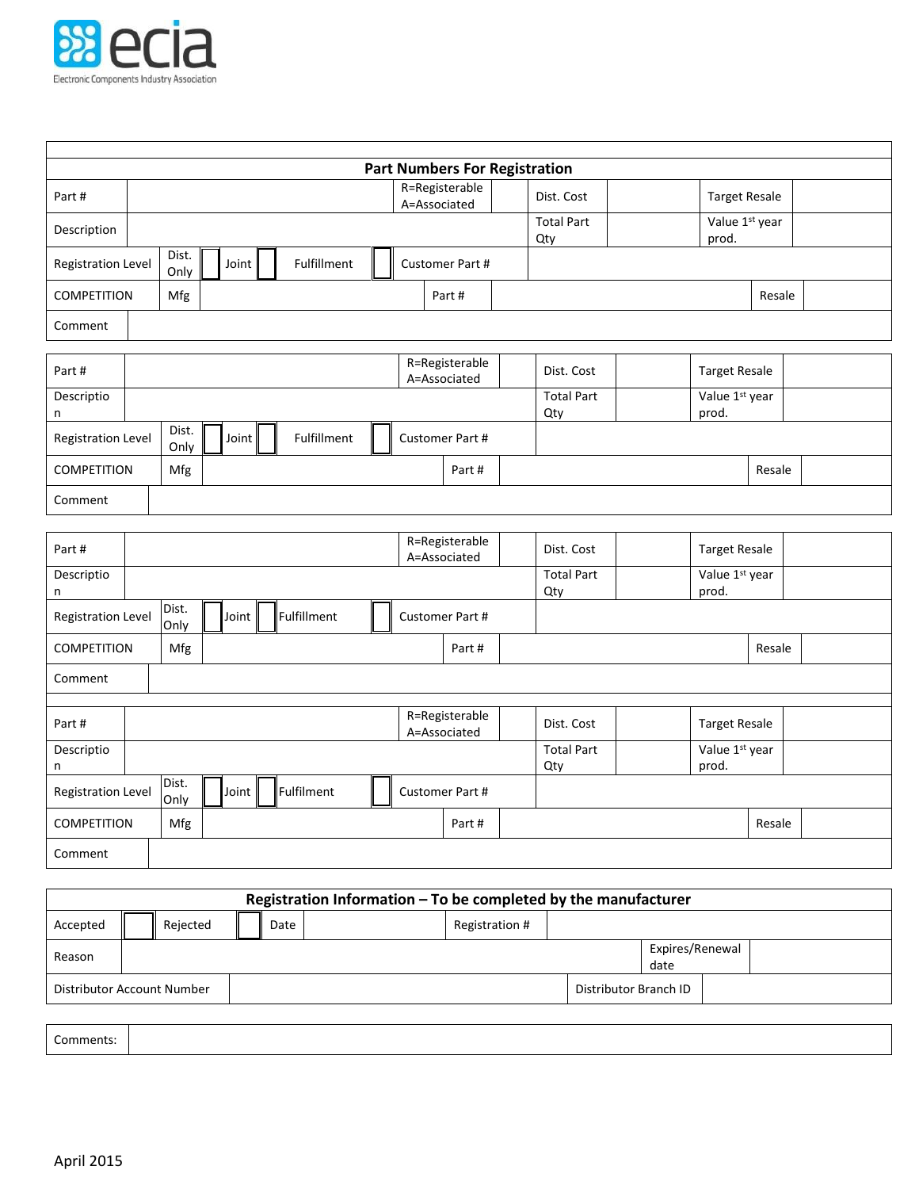## Part Numbers For Registration

| Part # | | R=Registerable A=Associated | | Dist. Cost | | Target Resale | |
|---|---|---|---|---|---|---|---|
| Description | | | | Total Part Qty | | Value 1st year prod. | |
| Registration Level | Dist. Only ☐ | Joint ☐ | Fulfillment ☐ | Customer Part # | | | |
| COMPETITION | Mfg | | Part # | | | Resale | |
| Comment | | | | | | | |

| Part # | | R=Registerable A=Associated | | Dist. Cost | | Target Resale | |
|---|---|---|---|---|---|---|---|
| Description | | | | Total Part Qty | | Value 1st year prod. | |
| Registration Level | Dist. Only ☐ | Joint ☐ | Fulfillment ☐ | Customer Part # | | | |
| COMPETITION | Mfg | | Part # | | | Resale | |
| Comment | | | | | | | |

| Part # | | R=Registerable A=Associated | | Dist. Cost | | Target Resale | |
|---|---|---|---|---|---|---|---|
| Description | | | | Total Part Qty | | Value 1st year prod. | |
| Registration Level | Dist. Only ☐ | Joint ☐ | Fulfillment ☐ | Customer Part # | | | |
| COMPETITION | Mfg | | Part # | | | Resale | |
| Comment | | | | | | | |

| Part # | | R=Registerable A=Associated | | Dist. Cost | | Target Resale | |
|---|---|---|---|---|---|---|---|
| Description | | | | Total Part Qty | | Value 1st year prod. | |
| Registration Level | Dist. Only ☐ | Joint ☐ | Fulfilment ☐ | Customer Part # | | | |
| COMPETITION | Mfg | | Part # | | | Resale | |
| Comment | | | | | | | |

## Registration Information – To be completed by the manufacturer

| Accepted ☐ | Rejected ☐ | Date | | Registration # | |
|---|---|---|---|---|---|
| Reason | | | | Expires/Renewal date | |
| Distributor Account Number | | | | Distributor Branch ID | |

| Comments: | |
|---|---|

April 2015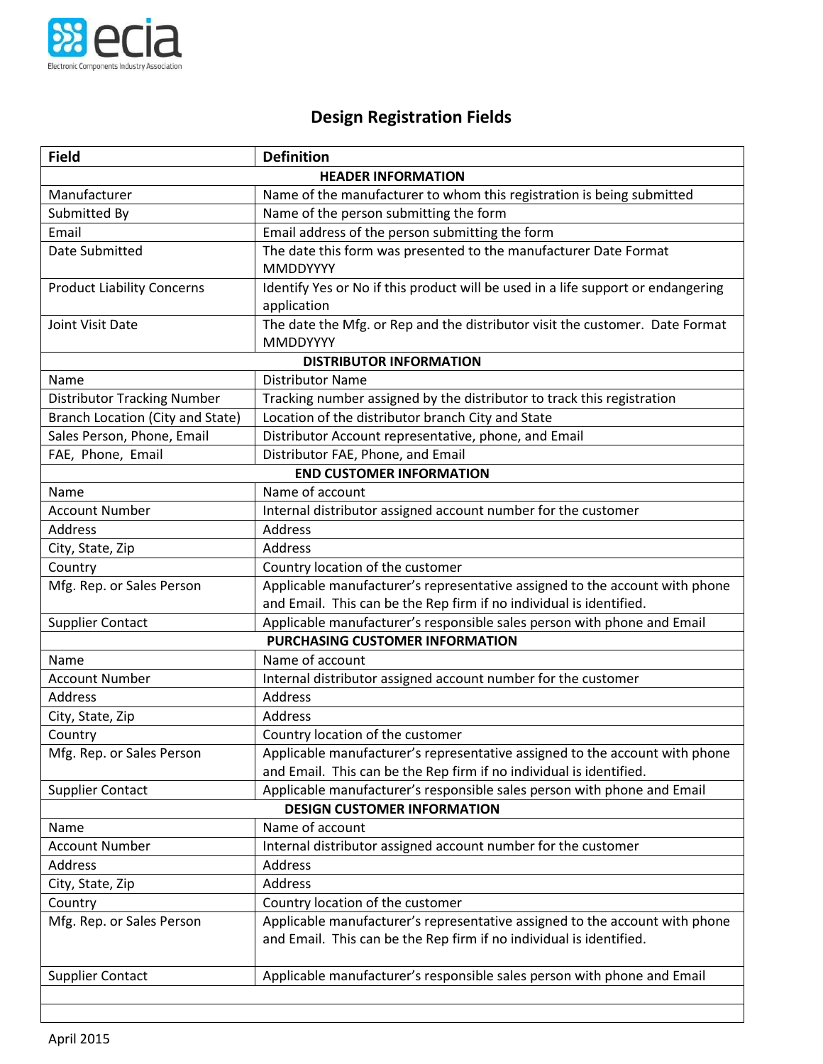ecia

Electronic Components Industry Association

# Design Registration Fields

| Field | Definition |
|---|---|
| **HEADER INFORMATION** | |
| Manufacturer | Name of the manufacturer to whom this registration is being submitted |
| Submitted By | Name of the person submitting the form |
| Email | Email address of the person submitting the form |
| Date Submitted | The date this form was presented to the manufacturer Date Format MMDDYYYY |
| Product Liability Concerns | Identify Yes or No if this product will be used in a life support or endangering application |
| Joint Visit Date | The date the Mfg. or Rep and the distributor visit the customer. Date Format MMDDYYYY |
| **DISTRIBUTOR INFORMATION** | |
| Name | Distributor Name |
| Distributor Tracking Number | Tracking number assigned by the distributor to track this registration |
| Branch Location (City and State) | Location of the distributor branch City and State |
| Sales Person, Phone, Email | Distributor Account representative, phone, and Email |
| FAE, Phone, Email | Distributor FAE, Phone, and Email |
| **END CUSTOMER INFORMATION** | |
| Name | Name of account |
| Account Number | Internal distributor assigned account number for the customer |
| Address | Address |
| City, State, Zip | Address |
| Country | Country location of the customer |
| Mfg. Rep. or Sales Person | Applicable manufacturer's representative assigned to the account with phone and Email. This can be the Rep firm if no individual is identified. |
| Supplier Contact | Applicable manufacturer's responsible sales person with phone and Email |
| **PURCHASING CUSTOMER INFORMATION** | |
| Name | Name of account |
| Account Number | Internal distributor assigned account number for the customer |
| Address | Address |
| City, State, Zip | Address |
| Country | Country location of the customer |
| Mfg. Rep. or Sales Person | Applicable manufacturer's representative assigned to the account with phone and Email. This can be the Rep firm if no individual is identified. |
| Supplier Contact | Applicable manufacturer's responsible sales person with phone and Email |
| **DESIGN CUSTOMER INFORMATION** | |
| Name | Name of account |
| Account Number | Internal distributor assigned account number for the customer |
| Address | Address |
| City, State, Zip | Address |
| Country | Country location of the customer |
| Mfg. Rep. or Sales Person | Applicable manufacturer's representative assigned to the account with phone and Email. This can be the Rep firm if no individual is identified. |
| Supplier Contact | Applicable manufacturer's responsible sales person with phone and Email |
| | |
| | |

April 2015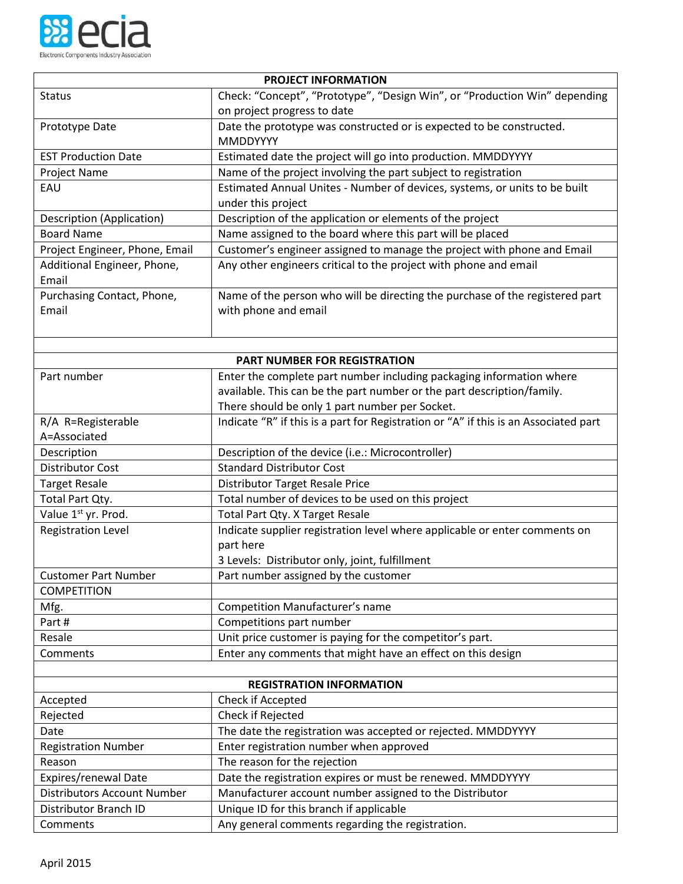ecia
Electronic Components Industry Association

| PROJECT INFORMATION | |
|---|---|
| Status | Check: "Concept", "Prototype", "Design Win", or "Production Win" depending on project progress to date |
| Prototype Date | Date the prototype was constructed or is expected to be constructed. MMDDYYYY |
| EST Production Date | Estimated date the project will go into production. MMDDYYYY |
| Project Name | Name of the project involving the part subject to registration |
| EAU | Estimated Annual Unites - Number of devices, systems, or units to be built under this project |
| Description (Application) | Description of the application or elements of the project |
| Board Name | Name assigned to the board where this part will be placed |
| Project Engineer, Phone, Email | Customer's engineer assigned to manage the project with phone and Email |
| Additional Engineer, Phone, Email | Any other engineers critical to the project with phone and email |
| Purchasing Contact, Phone, Email | Name of the person who will be directing the purchase of the registered part with phone and email |
| | |
| **PART NUMBER FOR REGISTRATION** | |
| Part number | Enter the complete part number including packaging information where available. This can be the part number or the part description/family. There should be only 1 part number per Socket. |
| R/A R=Registerable A=Associated | Indicate "R" if this is a part for Registration or "A" if this is an Associated part |
| Description | Description of the device (i.e.: Microcontroller) |
| Distributor Cost | Standard Distributor Cost |
| Target Resale | Distributor Target Resale Price |
| Total Part Qty. | Total number of devices to be used on this project |
| Value 1st yr. Prod. | Total Part Qty. X Target Resale |
| Registration Level | Indicate supplier registration level where applicable or enter comments on part here<br>3 Levels: Distributor only, joint, fulfillment |
| Customer Part Number | Part number assigned by the customer |
| COMPETITION | |
| Mfg. | Competition Manufacturer's name |
| Part # | Competitions part number |
| Resale | Unit price customer is paying for the competitor's part. |
| Comments | Enter any comments that might have an effect on this design |
| | |
| **REGISTRATION INFORMATION** | |
| Accepted | Check if Accepted |
| Rejected | Check if Rejected |
| Date | The date the registration was accepted or rejected. MMDDYYYY |
| Registration Number | Enter registration number when approved |
| Reason | The reason for the rejection |
| Expires/renewal Date | Date the registration expires or must be renewed. MMDDYYYY |
| Distributors Account Number | Manufacturer account number assigned to the Distributor |
| Distributor Branch ID | Unique ID for this branch if applicable |
| Comments | Any general comments regarding the registration. |

April 2015